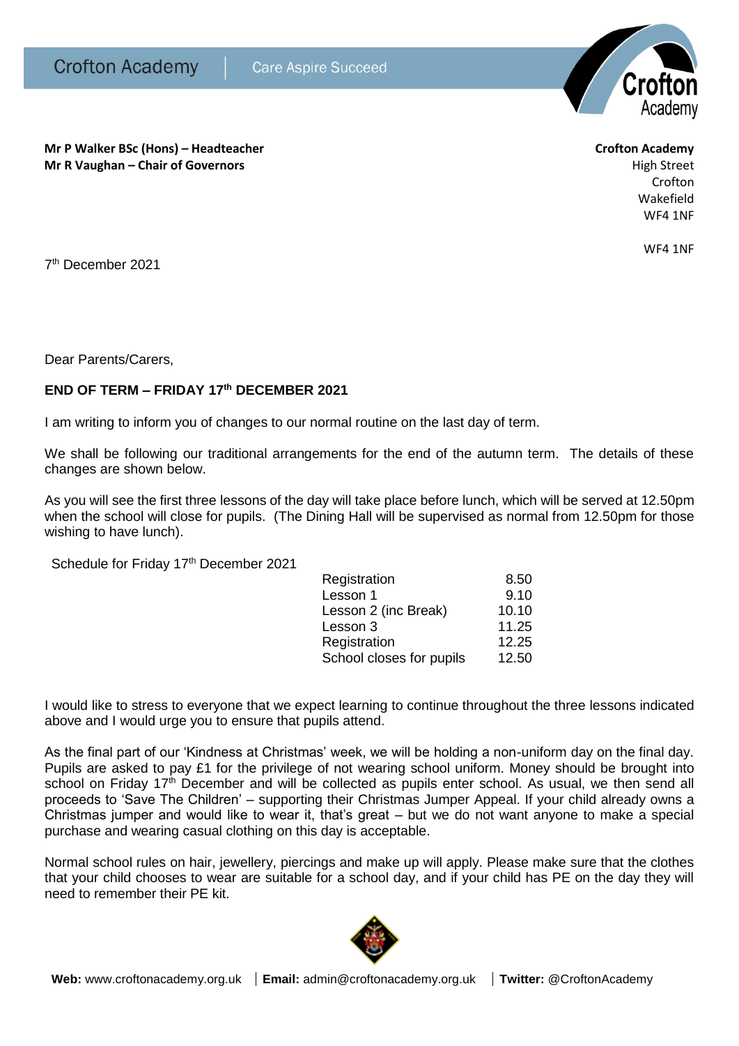Crofton Academy | Care Aspire Succeed

**Mr P Walker BSc (Hons) – Headteacher**
**Mr R Vaughan – Chair of Governors**

**Crofton Academy**
High Street
Crofton
Wakefield
WF4 1NF

WF4 1NF

7th December 2021

Dear Parents/Carers,

**END OF TERM – FRIDAY 17th DECEMBER 2021**

I am writing to inform you of changes to our normal routine on the last day of term.

We shall be following our traditional arrangements for the end of the autumn term. The details of these changes are shown below.

As you will see the first three lessons of the day will take place before lunch, which will be served at 12.50pm when the school will close for pupils. (The Dining Hall will be supervised as normal from 12.50pm for those wishing to have lunch).

Schedule for Friday 17th December 2021

| | |
|---|---|
| Registration | 8.50 |
| Lesson 1 | 9.10 |
| Lesson 2 (inc Break) | 10.10 |
| Lesson 3 | 11.25 |
| Registration | 12.25 |
| School closes for pupils | 12.50 |

I would like to stress to everyone that we expect learning to continue throughout the three lessons indicated above and I would urge you to ensure that pupils attend.

As the final part of our 'Kindness at Christmas' week, we will be holding a non-uniform day on the final day. Pupils are asked to pay £1 for the privilege of not wearing school uniform. Money should be brought into school on Friday 17th December and will be collected as pupils enter school. As usual, we then send all proceeds to 'Save The Children' – supporting their Christmas Jumper Appeal. If your child already owns a Christmas jumper and would like to wear it, that's great – but we do not want anyone to make a special purchase and wearing casual clothing on this day is acceptable.

Normal school rules on hair, jewellery, piercings and make up will apply. Please make sure that the clothes that your child chooses to wear are suitable for a school day, and if your child has PE on the day they will need to remember their PE kit.

**Web:** www.croftonacademy.org.uk | **Email:** admin@croftonacademy.org.uk | **Twitter:** @CroftonAcademy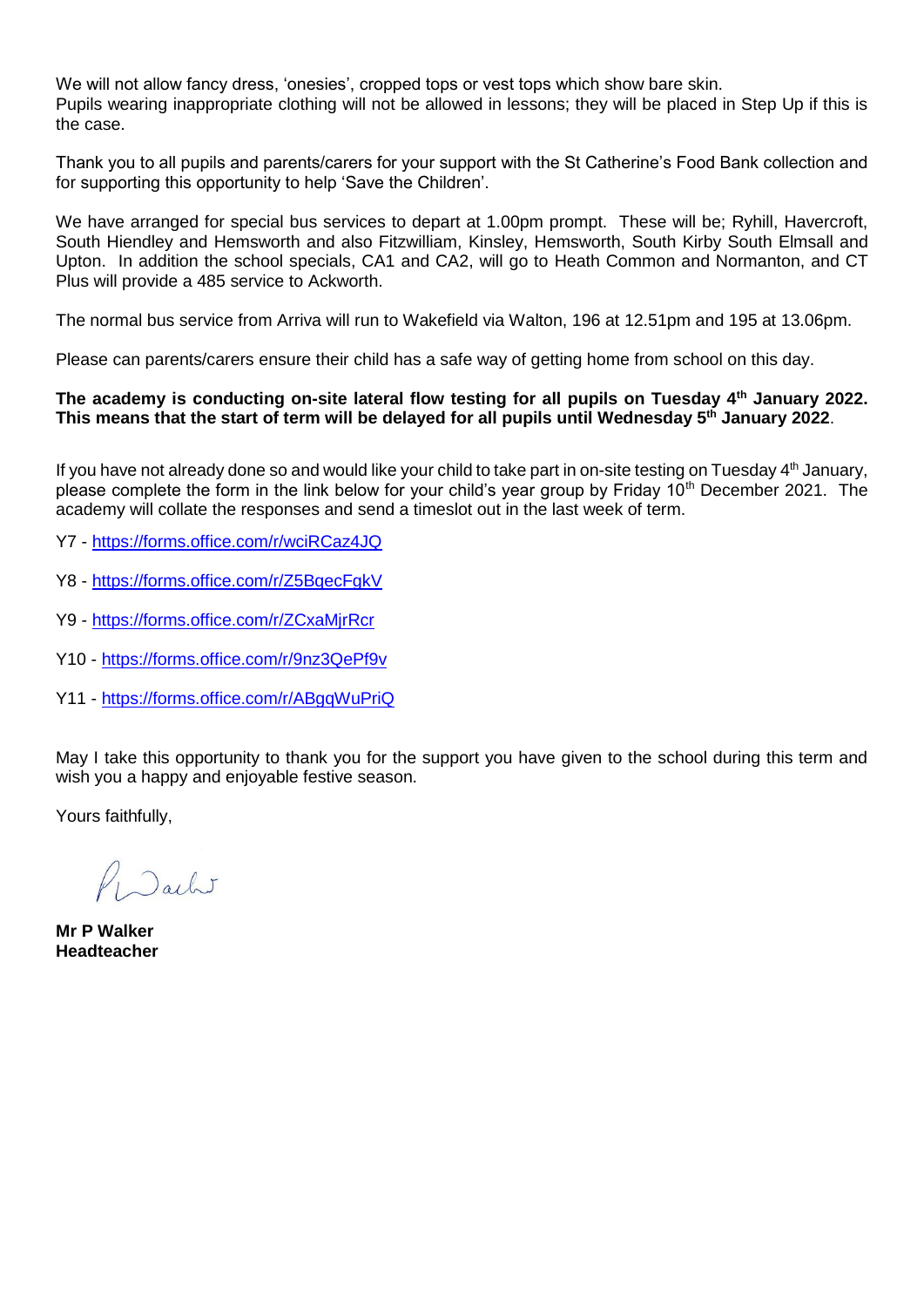We will not allow fancy dress, 'onesies', cropped tops or vest tops which show bare skin.
Pupils wearing inappropriate clothing will not be allowed in lessons; they will be placed in Step Up if this is the case.

Thank you to all pupils and parents/carers for your support with the St Catherine's Food Bank collection and for supporting this opportunity to help 'Save the Children'.

We have arranged for special bus services to depart at 1.00pm prompt. These will be; Ryhill, Havercroft, South Hiendley and Hemsworth and also Fitzwilliam, Kinsley, Hemsworth, South Kirby South Elmsall and Upton. In addition the school specials, CA1 and CA2, will go to Heath Common and Normanton, and CT Plus will provide a 485 service to Ackworth.

The normal bus service from Arriva will run to Wakefield via Walton, 196 at 12.51pm and 195 at 13.06pm.

Please can parents/carers ensure their child has a safe way of getting home from school on this day.

**The academy is conducting on-site lateral flow testing for all pupils on Tuesday 4th January 2022. This means that the start of term will be delayed for all pupils until Wednesday 5th January 2022**.

If you have not already done so and would like your child to take part in on-site testing on Tuesday 4th January, please complete the form in the link below for your child's year group by Friday 10th December 2021. The academy will collate the responses and send a timeslot out in the last week of term.

Y7 - https://forms.office.com/r/wciRCaz4JQ

Y8 - https://forms.office.com/r/Z5BqecFqkV

Y9 - https://forms.office.com/r/ZCxaMjrRcr

Y10 - https://forms.office.com/r/9nz3QePf9v

Y11 - https://forms.office.com/r/ABgqWuPriQ

May I take this opportunity to thank you for the support you have given to the school during this term and wish you a happy and enjoyable festive season.

Yours faithfully,

**Mr P Walker**
**Headteacher**